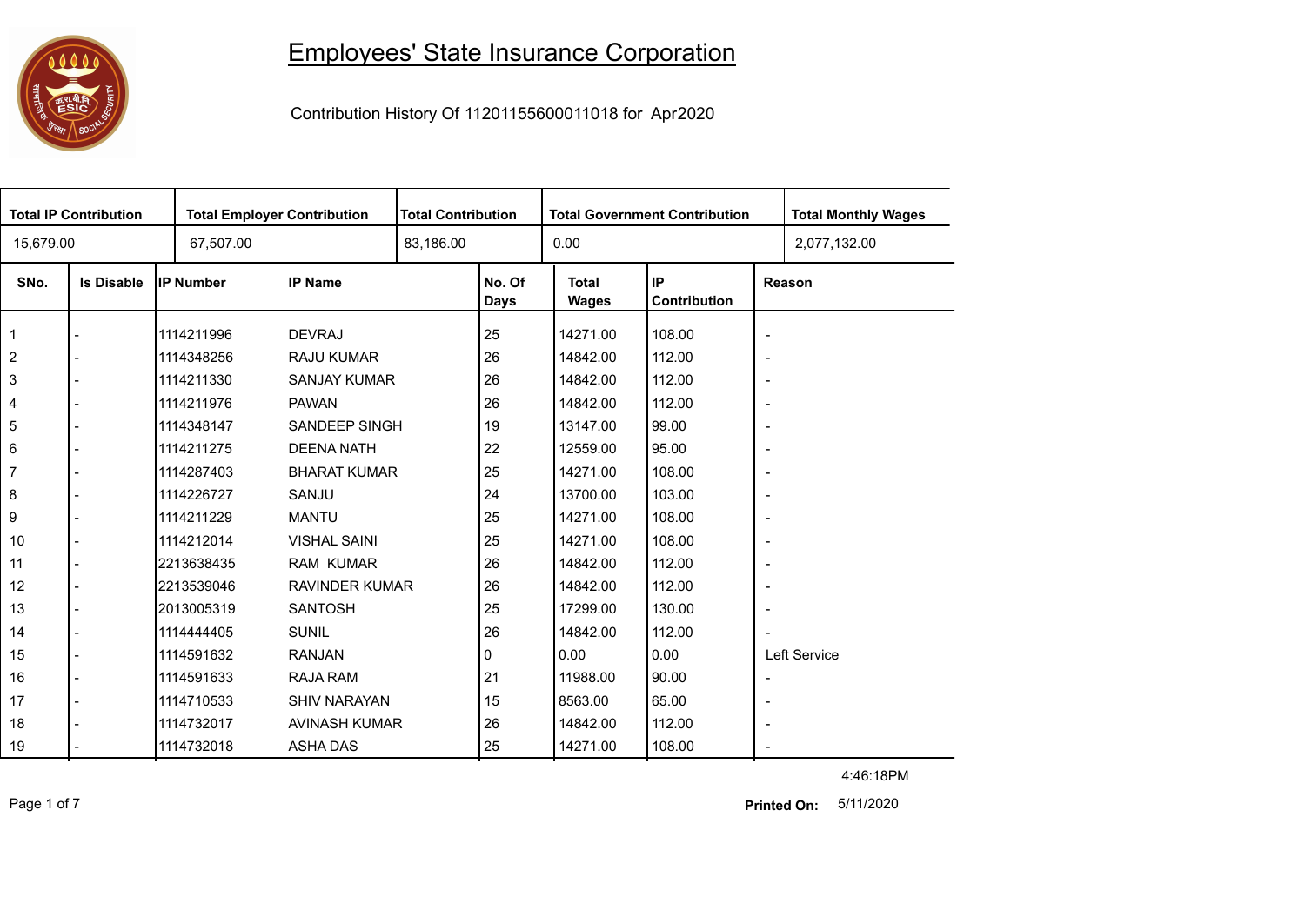# Employees' State Insurance Corporation

Contribution History Of 11201155600011018 for Apr2020

| Total IP Contribution | Total Employer Contribution | Total Contribution | Total Government Contribution | Total Monthly Wages |
|---|---|---|---|---|
| 15,679.00 | 67,507.00 | 83,186.00 | 0.00 | 2,077,132.00 |

| SNo. | Is Disable | IP Number | IP Name | No. Of Days | Total Wages | IP Contribution | Reason |
|---|---|---|---|---|---|---|---|
| 1 | - | 1114211996 | DEVRAJ | 25 | 14271.00 | 108.00 | - |
| 2 | - | 1114348256 | RAJU KUMAR | 26 | 14842.00 | 112.00 | - |
| 3 | - | 1114211330 | SANJAY KUMAR | 26 | 14842.00 | 112.00 | - |
| 4 | - | 1114211976 | PAWAN | 26 | 14842.00 | 112.00 | - |
| 5 | - | 1114348147 | SANDEEP SINGH | 19 | 13147.00 | 99.00 | - |
| 6 | - | 1114211275 | DEENA NATH | 22 | 12559.00 | 95.00 | - |
| 7 | - | 1114287403 | BHARAT KUMAR | 25 | 14271.00 | 108.00 | - |
| 8 | - | 1114226727 | SANJU | 24 | 13700.00 | 103.00 | - |
| 9 | - | 1114211229 | MANTU | 25 | 14271.00 | 108.00 | - |
| 10 | - | 1114212014 | VISHAL SAINI | 25 | 14271.00 | 108.00 | - |
| 11 | - | 2213638435 | RAM KUMAR | 26 | 14842.00 | 112.00 | - |
| 12 | - | 2213539046 | RAVINDER KUMAR | 26 | 14842.00 | 112.00 | - |
| 13 | - | 2013005319 | SANTOSH | 25 | 17299.00 | 130.00 | - |
| 14 | - | 1114444405 | SUNIL | 26 | 14842.00 | 112.00 | - |
| 15 | - | 1114591632 | RANJAN | 0 | 0.00 | 0.00 | Left Service |
| 16 | - | 1114591633 | RAJA RAM | 21 | 11988.00 | 90.00 | - |
| 17 | - | 1114710533 | SHIV NARAYAN | 15 | 8563.00 | 65.00 | - |
| 18 | - | 1114732017 | AVINASH KUMAR | 26 | 14842.00 | 112.00 | - |
| 19 | - | 1114732018 | ASHA DAS | 25 | 14271.00 | 108.00 | - |

4:46:18PM

**Printed On:** 5/11/2020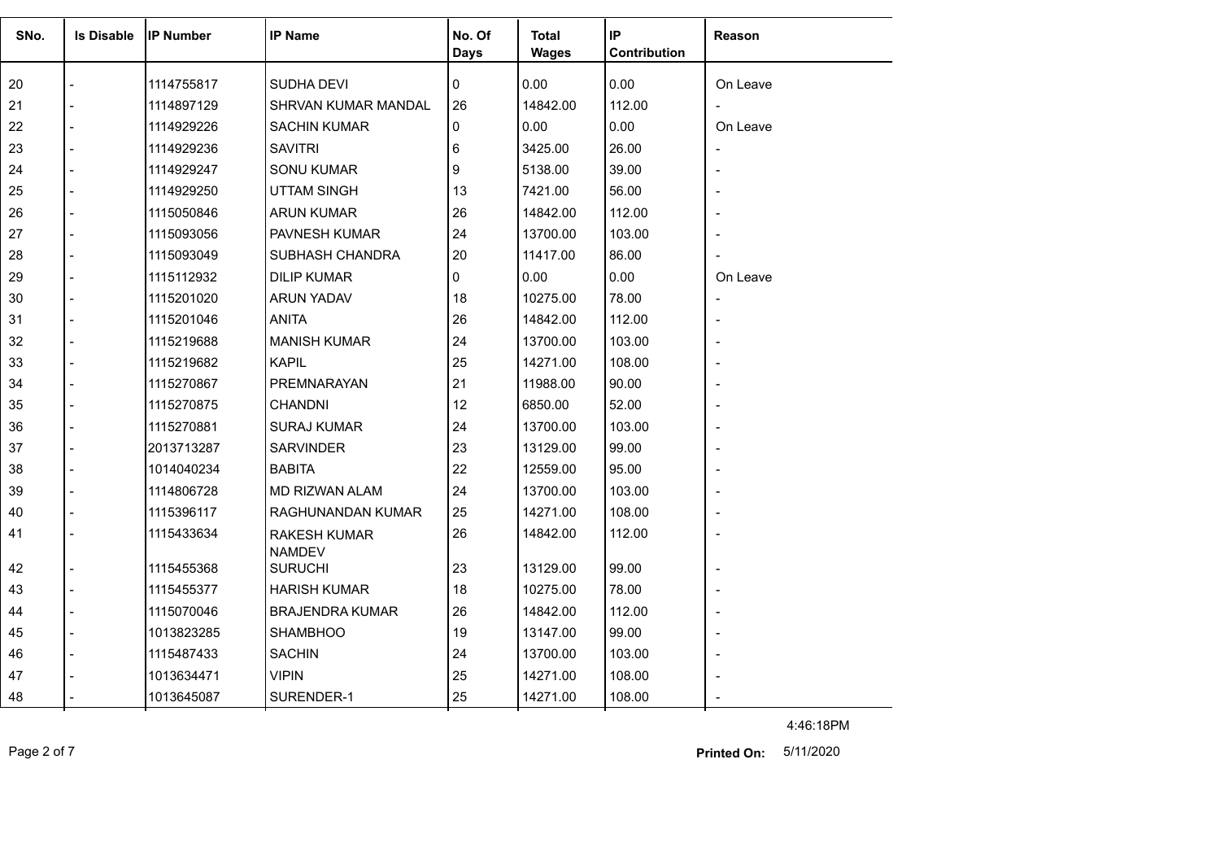| SNo. | Is Disable | IP Number | IP Name | No. Of Days | Total Wages | IP Contribution | Reason |
|---|---|---|---|---|---|---|---|
| 20 | - | 1114755817 | SUDHA DEVI | 0 | 0.00 | 0.00 | On Leave |
| 21 | - | 1114897129 | SHRVAN KUMAR MANDAL | 26 | 14842.00 | 112.00 | - |
| 22 | - | 1114929226 | SACHIN KUMAR | 0 | 0.00 | 0.00 | On Leave |
| 23 | - | 1114929236 | SAVITRI | 6 | 3425.00 | 26.00 | - |
| 24 | - | 1114929247 | SONU KUMAR | 9 | 5138.00 | 39.00 | - |
| 25 | - | 1114929250 | UTTAM SINGH | 13 | 7421.00 | 56.00 | - |
| 26 | - | 1115050846 | ARUN KUMAR | 26 | 14842.00 | 112.00 | - |
| 27 | - | 1115093056 | PAVNESH KUMAR | 24 | 13700.00 | 103.00 | - |
| 28 | - | 1115093049 | SUBHASH CHANDRA | 20 | 11417.00 | 86.00 | - |
| 29 | - | 1115112932 | DILIP KUMAR | 0 | 0.00 | 0.00 | On Leave |
| 30 | - | 1115201020 | ARUN YADAV | 18 | 10275.00 | 78.00 | - |
| 31 | - | 1115201046 | ANITA | 26 | 14842.00 | 112.00 | - |
| 32 | - | 1115219688 | MANISH KUMAR | 24 | 13700.00 | 103.00 | - |
| 33 | - | 1115219682 | KAPIL | 25 | 14271.00 | 108.00 | - |
| 34 | - | 1115270867 | PREMNARAYAN | 21 | 11988.00 | 90.00 | - |
| 35 | - | 1115270875 | CHANDNI | 12 | 6850.00 | 52.00 | - |
| 36 | - | 1115270881 | SURAJ KUMAR | 24 | 13700.00 | 103.00 | - |
| 37 | - | 2013713287 | SARVINDER | 23 | 13129.00 | 99.00 | - |
| 38 | - | 1014040234 | BABITA | 22 | 12559.00 | 95.00 | - |
| 39 | - | 1114806728 | MD RIZWAN ALAM | 24 | 13700.00 | 103.00 | - |
| 40 | - | 1115396117 | RAGHUNANDAN KUMAR | 25 | 14271.00 | 108.00 | - |
| 41 | - | 1115433634 | RAKESH KUMAR NAMDEV | 26 | 14842.00 | 112.00 | - |
| 42 | - | 1115455368 | SURUCHI | 23 | 13129.00 | 99.00 | - |
| 43 | - | 1115455377 | HARISH KUMAR | 18 | 10275.00 | 78.00 | - |
| 44 | - | 1115070046 | BRAJENDRA KUMAR | 26 | 14842.00 | 112.00 | - |
| 45 | - | 1013823285 | SHAMBHOO | 19 | 13147.00 | 99.00 | - |
| 46 | - | 1115487433 | SACHIN | 24 | 13700.00 | 103.00 | - |
| 47 | - | 1013634471 | VIPIN | 25 | 14271.00 | 108.00 | - |
| 48 | - | 1013645087 | SURENDER-1 | 25 | 14271.00 | 108.00 | - |

4:46:18PM

**Printed On:** 5/11/2020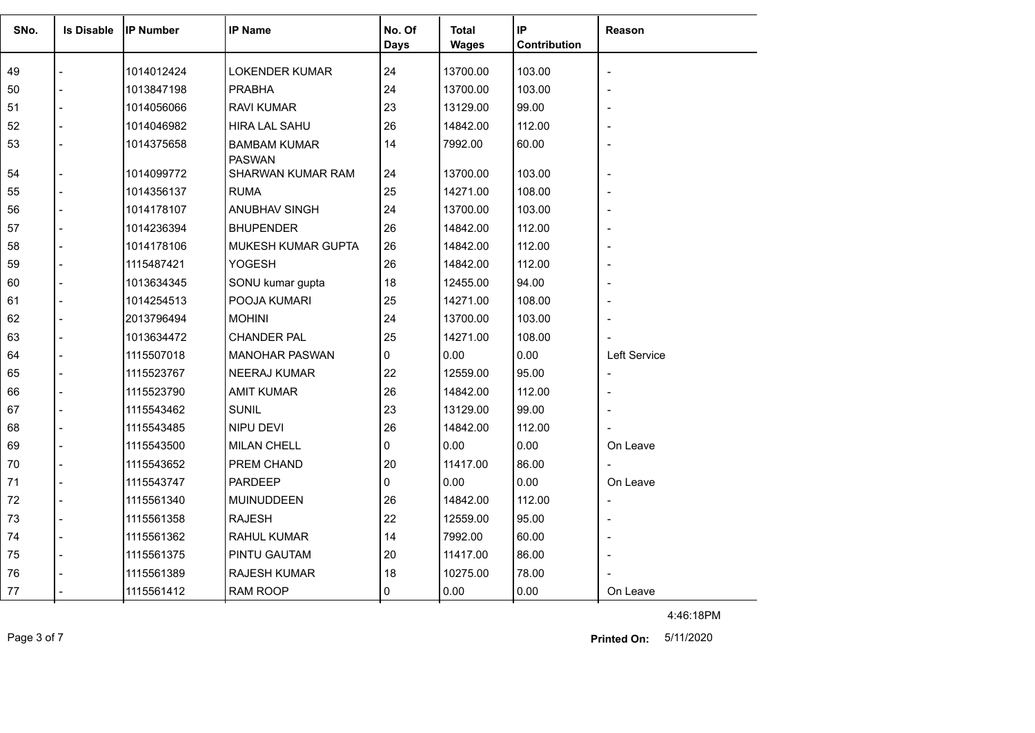| SNo. | Is Disable | IP Number | IP Name | No. Of Days | Total Wages | IP Contribution | Reason |
|---|---|---|---|---|---|---|---|
| 49 | - | 1014012424 | LOKENDER KUMAR | 24 | 13700.00 | 103.00 | - |
| 50 | - | 1013847198 | PRABHA | 24 | 13700.00 | 103.00 | - |
| 51 | - | 1014056066 | RAVI KUMAR | 23 | 13129.00 | 99.00 | - |
| 52 | - | 1014046982 | HIRA LAL SAHU | 26 | 14842.00 | 112.00 | - |
| 53 | - | 1014375658 | BAMBAM KUMAR PASWAN | 14 | 7992.00 | 60.00 | - |
| 54 | - | 1014099772 | SHARWAN KUMAR RAM | 24 | 13700.00 | 103.00 | - |
| 55 | - | 1014356137 | RUMA | 25 | 14271.00 | 108.00 | - |
| 56 | - | 1014178107 | ANUBHAV SINGH | 24 | 13700.00 | 103.00 | - |
| 57 | - | 1014236394 | BHUPENDER | 26 | 14842.00 | 112.00 | - |
| 58 | - | 1014178106 | MUKESH KUMAR GUPTA | 26 | 14842.00 | 112.00 | - |
| 59 | - | 1115487421 | YOGESH | 26 | 14842.00 | 112.00 | - |
| 60 | - | 1013634345 | SONU kumar gupta | 18 | 12455.00 | 94.00 | - |
| 61 | - | 1014254513 | POOJA KUMARI | 25 | 14271.00 | 108.00 | - |
| 62 | - | 2013796494 | MOHINI | 24 | 13700.00 | 103.00 | - |
| 63 | - | 1013634472 | CHANDER PAL | 25 | 14271.00 | 108.00 | - |
| 64 | - | 1115507018 | MANOHAR PASWAN | 0 | 0.00 | 0.00 | Left Service |
| 65 | - | 1115523767 | NEERAJ KUMAR | 22 | 12559.00 | 95.00 | - |
| 66 | - | 1115523790 | AMIT KUMAR | 26 | 14842.00 | 112.00 | - |
| 67 | - | 1115543462 | SUNIL | 23 | 13129.00 | 99.00 | - |
| 68 | - | 1115543485 | NIPU DEVI | 26 | 14842.00 | 112.00 | - |
| 69 | - | 1115543500 | MILAN CHELL | 0 | 0.00 | 0.00 | On Leave |
| 70 | - | 1115543652 | PREM CHAND | 20 | 11417.00 | 86.00 | - |
| 71 | - | 1115543747 | PARDEEP | 0 | 0.00 | 0.00 | On Leave |
| 72 | - | 1115561340 | MUINUDDEEN | 26 | 14842.00 | 112.00 | - |
| 73 | - | 1115561358 | RAJESH | 22 | 12559.00 | 95.00 | - |
| 74 | - | 1115561362 | RAHUL KUMAR | 14 | 7992.00 | 60.00 | - |
| 75 | - | 1115561375 | PINTU GAUTAM | 20 | 11417.00 | 86.00 | - |
| 76 | - | 1115561389 | RAJESH KUMAR | 18 | 10275.00 | 78.00 | - |
| 77 | - | 1115561412 | RAM ROOP | 0 | 0.00 | 0.00 | On Leave |

4:46:18PM

**Printed On:** 5/11/2020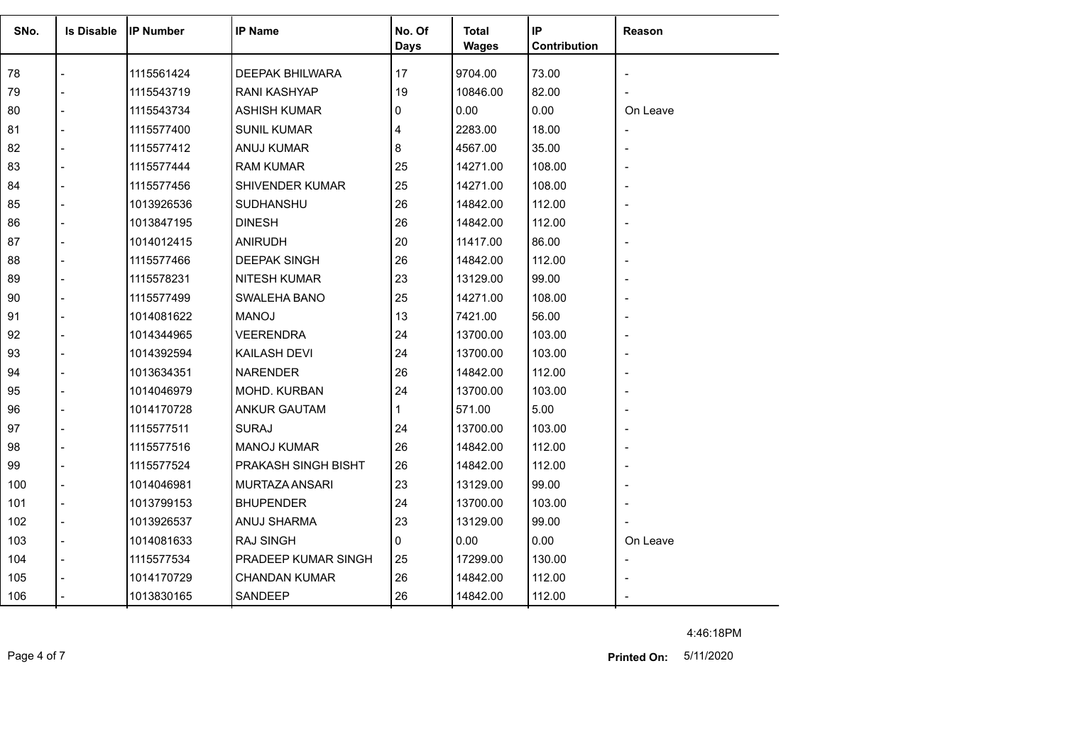| SNo. | Is Disable | IP Number | IP Name | No. Of Days | Total Wages | IP Contribution | Reason |
|---|---|---|---|---|---|---|---|
| 78 | - | 1115561424 | DEEPAK BHILWARA | 17 | 9704.00 | 73.00 | - |
| 79 | - | 1115543719 | RANI KASHYAP | 19 | 10846.00 | 82.00 | - |
| 80 | - | 1115543734 | ASHISH KUMAR | 0 | 0.00 | 0.00 | On Leave |
| 81 | - | 1115577400 | SUNIL KUMAR | 4 | 2283.00 | 18.00 | - |
| 82 | - | 1115577412 | ANUJ KUMAR | 8 | 4567.00 | 35.00 | - |
| 83 | - | 1115577444 | RAM KUMAR | 25 | 14271.00 | 108.00 | - |
| 84 | - | 1115577456 | SHIVENDER KUMAR | 25 | 14271.00 | 108.00 | - |
| 85 | - | 1013926536 | SUDHANSHU | 26 | 14842.00 | 112.00 | - |
| 86 | - | 1013847195 | DINESH | 26 | 14842.00 | 112.00 | - |
| 87 | - | 1014012415 | ANIRUDH | 20 | 11417.00 | 86.00 | - |
| 88 | - | 1115577466 | DEEPAK SINGH | 26 | 14842.00 | 112.00 | - |
| 89 | - | 1115578231 | NITESH KUMAR | 23 | 13129.00 | 99.00 | - |
| 90 | - | 1115577499 | SWALEHA BANO | 25 | 14271.00 | 108.00 | - |
| 91 | - | 1014081622 | MANOJ | 13 | 7421.00 | 56.00 | - |
| 92 | - | 1014344965 | VEERENDRA | 24 | 13700.00 | 103.00 | - |
| 93 | - | 1014392594 | KAILASH DEVI | 24 | 13700.00 | 103.00 | - |
| 94 | - | 1013634351 | NARENDER | 26 | 14842.00 | 112.00 | - |
| 95 | - | 1014046979 | MOHD. KURBAN | 24 | 13700.00 | 103.00 | - |
| 96 | - | 1014170728 | ANKUR GAUTAM | 1 | 571.00 | 5.00 | - |
| 97 | - | 1115577511 | SURAJ | 24 | 13700.00 | 103.00 | - |
| 98 | - | 1115577516 | MANOJ KUMAR | 26 | 14842.00 | 112.00 | - |
| 99 | - | 1115577524 | PRAKASH SINGH BISHT | 26 | 14842.00 | 112.00 | - |
| 100 | - | 1014046981 | MURTAZA ANSARI | 23 | 13129.00 | 99.00 | - |
| 101 | - | 1013799153 | BHUPENDER | 24 | 13700.00 | 103.00 | - |
| 102 | - | 1013926537 | ANUJ SHARMA | 23 | 13129.00 | 99.00 | - |
| 103 | - | 1014081633 | RAJ SINGH | 0 | 0.00 | 0.00 | On Leave |
| 104 | - | 1115577534 | PRADEEP KUMAR SINGH | 25 | 17299.00 | 130.00 | - |
| 105 | - | 1014170729 | CHANDAN KUMAR | 26 | 14842.00 | 112.00 | - |
| 106 | - | 1013830165 | SANDEEP | 26 | 14842.00 | 112.00 | - |

4:46:18PM

**Printed On:** 5/11/2020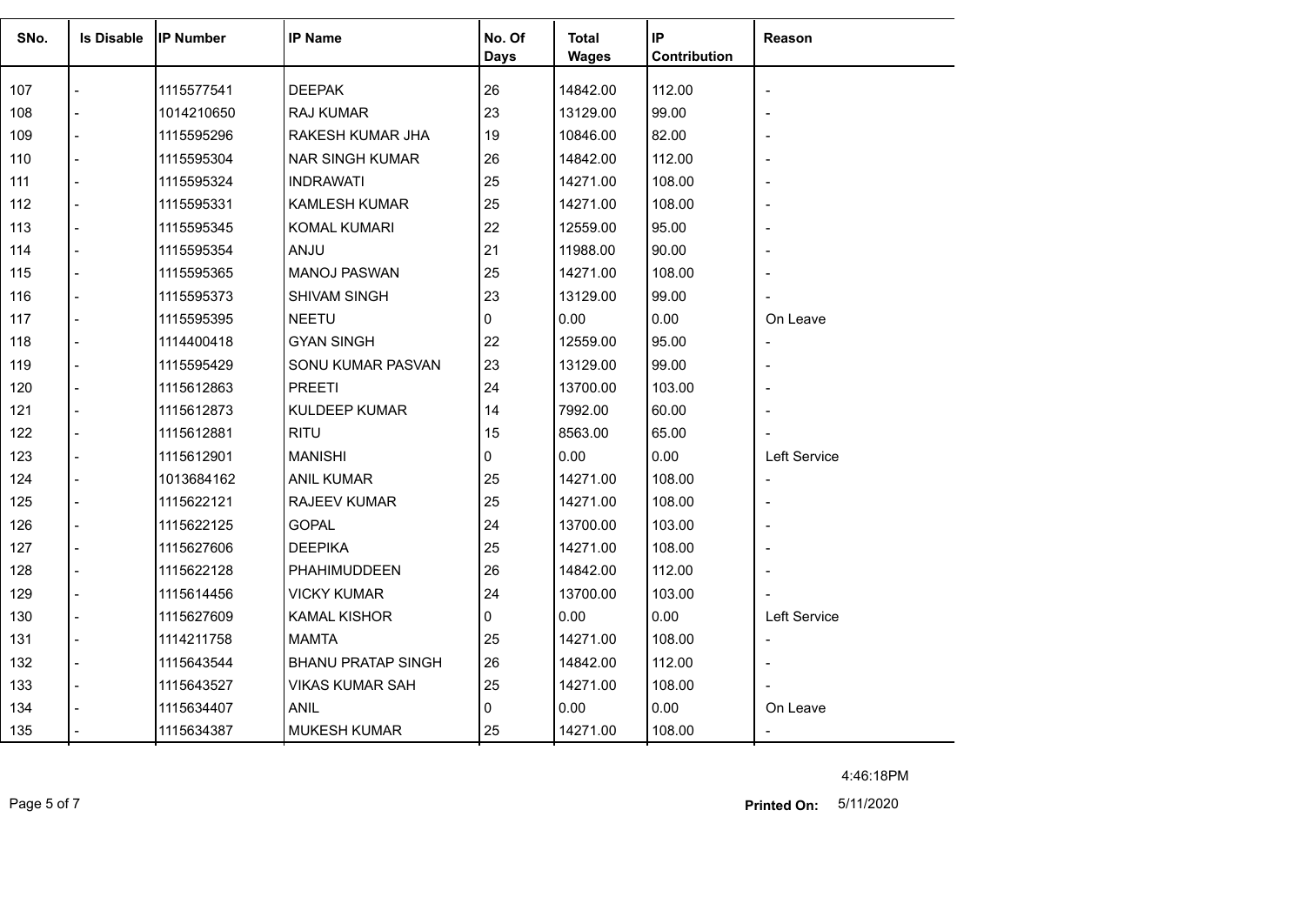| SNo. | Is Disable | IP Number | IP Name | No. Of Days | Total Wages | IP Contribution | Reason |
|---|---|---|---|---|---|---|---|
| 107 | - | 1115577541 | DEEPAK | 26 | 14842.00 | 112.00 | - |
| 108 | - | 1014210650 | RAJ KUMAR | 23 | 13129.00 | 99.00 | - |
| 109 | - | 1115595296 | RAKESH KUMAR JHA | 19 | 10846.00 | 82.00 | - |
| 110 | - | 1115595304 | NAR SINGH KUMAR | 26 | 14842.00 | 112.00 | - |
| 111 | - | 1115595324 | INDRAWATI | 25 | 14271.00 | 108.00 | - |
| 112 | - | 1115595331 | KAMLESH KUMAR | 25 | 14271.00 | 108.00 | - |
| 113 | - | 1115595345 | KOMAL KUMARI | 22 | 12559.00 | 95.00 | - |
| 114 | - | 1115595354 | ANJU | 21 | 11988.00 | 90.00 | - |
| 115 | - | 1115595365 | MANOJ PASWAN | 25 | 14271.00 | 108.00 | - |
| 116 | - | 1115595373 | SHIVAM SINGH | 23 | 13129.00 | 99.00 | - |
| 117 | - | 1115595395 | NEETU | 0 | 0.00 | 0.00 | On Leave |
| 118 | - | 1114400418 | GYAN SINGH | 22 | 12559.00 | 95.00 | - |
| 119 | - | 1115595429 | SONU KUMAR PASVAN | 23 | 13129.00 | 99.00 | - |
| 120 | - | 1115612863 | PREETI | 24 | 13700.00 | 103.00 | - |
| 121 | - | 1115612873 | KULDEEP KUMAR | 14 | 7992.00 | 60.00 | - |
| 122 | - | 1115612881 | RITU | 15 | 8563.00 | 65.00 | - |
| 123 | - | 1115612901 | MANISHI | 0 | 0.00 | 0.00 | Left Service |
| 124 | - | 1013684162 | ANIL KUMAR | 25 | 14271.00 | 108.00 | - |
| 125 | - | 1115622121 | RAJEEV KUMAR | 25 | 14271.00 | 108.00 | - |
| 126 | - | 1115622125 | GOPAL | 24 | 13700.00 | 103.00 | - |
| 127 | - | 1115627606 | DEEPIKA | 25 | 14271.00 | 108.00 | - |
| 128 | - | 1115622128 | PHAHIMUDDEEN | 26 | 14842.00 | 112.00 | - |
| 129 | - | 1115614456 | VICKY KUMAR | 24 | 13700.00 | 103.00 | - |
| 130 | - | 1115627609 | KAMAL KISHOR | 0 | 0.00 | 0.00 | Left Service |
| 131 | - | 1114211758 | MAMTA | 25 | 14271.00 | 108.00 | - |
| 132 | - | 1115643544 | BHANU PRATAP SINGH | 26 | 14842.00 | 112.00 | - |
| 133 | - | 1115643527 | VIKAS KUMAR SAH | 25 | 14271.00 | 108.00 | - |
| 134 | - | 1115634407 | ANIL | 0 | 0.00 | 0.00 | On Leave |
| 135 | - | 1115634387 | MUKESH KUMAR | 25 | 14271.00 | 108.00 | - |

4:46:18PM

**Printed On:** 5/11/2020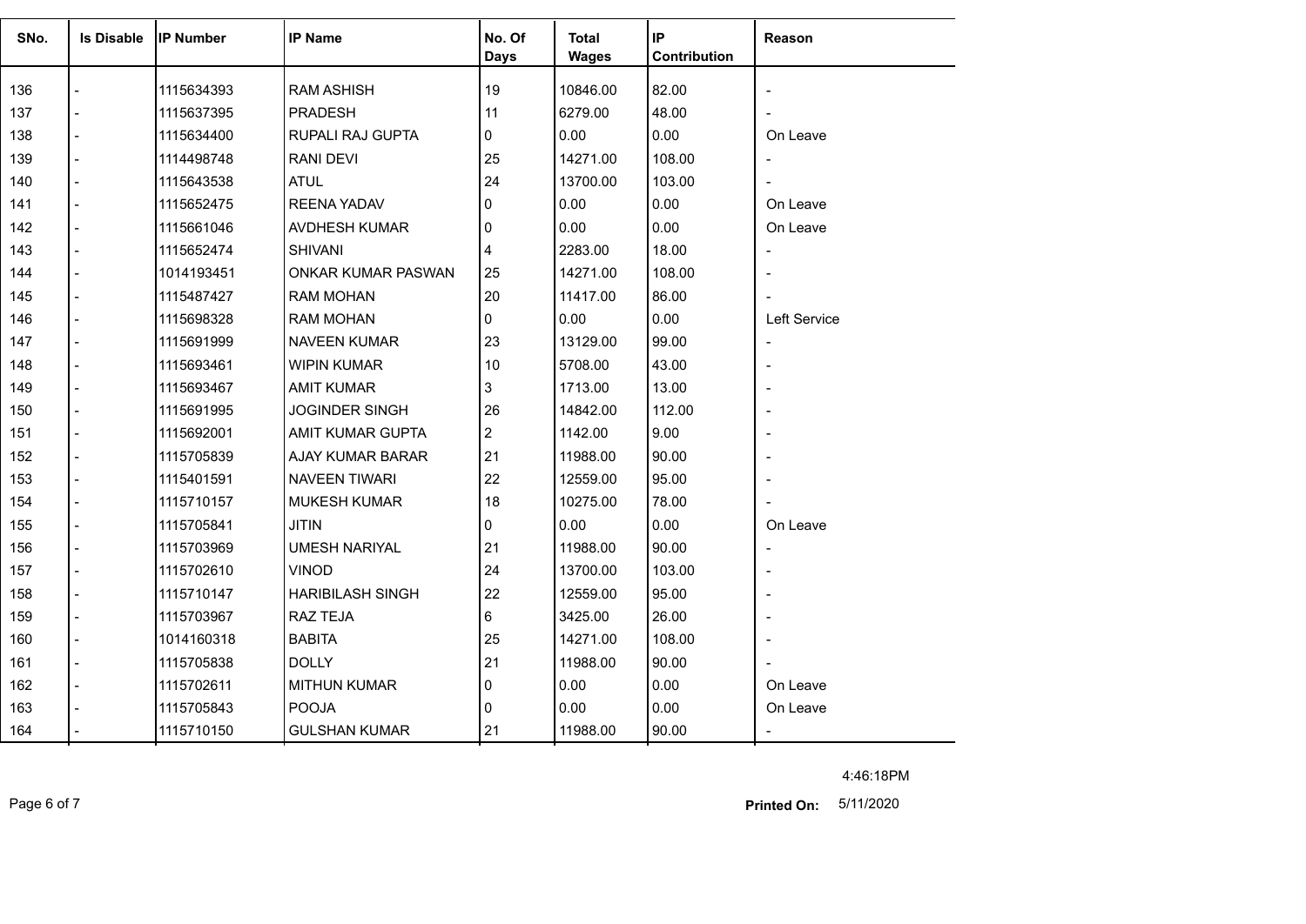| SNo. | Is Disable | IP Number | IP Name | No. Of Days | Total Wages | IP Contribution | Reason |
|---|---|---|---|---|---|---|---|
| 136 | - | 1115634393 | RAM ASHISH | 19 | 10846.00 | 82.00 | - |
| 137 | - | 1115637395 | PRADESH | 11 | 6279.00 | 48.00 | - |
| 138 | - | 1115634400 | RUPALI RAJ GUPTA | 0 | 0.00 | 0.00 | On Leave |
| 139 | - | 1114498748 | RANI DEVI | 25 | 14271.00 | 108.00 | - |
| 140 | - | 1115643538 | ATUL | 24 | 13700.00 | 103.00 | - |
| 141 | - | 1115652475 | REENA YADAV | 0 | 0.00 | 0.00 | On Leave |
| 142 | - | 1115661046 | AVDHESH KUMAR | 0 | 0.00 | 0.00 | On Leave |
| 143 | - | 1115652474 | SHIVANI | 4 | 2283.00 | 18.00 | - |
| 144 | - | 1014193451 | ONKAR KUMAR PASWAN | 25 | 14271.00 | 108.00 | - |
| 145 | - | 1115487427 | RAM MOHAN | 20 | 11417.00 | 86.00 | - |
| 146 | - | 1115698328 | RAM MOHAN | 0 | 0.00 | 0.00 | Left Service |
| 147 | - | 1115691999 | NAVEEN KUMAR | 23 | 13129.00 | 99.00 | - |
| 148 | - | 1115693461 | WIPIN KUMAR | 10 | 5708.00 | 43.00 | - |
| 149 | - | 1115693467 | AMIT KUMAR | 3 | 1713.00 | 13.00 | - |
| 150 | - | 1115691995 | JOGINDER SINGH | 26 | 14842.00 | 112.00 | - |
| 151 | - | 1115692001 | AMIT KUMAR GUPTA | 2 | 1142.00 | 9.00 | - |
| 152 | - | 1115705839 | AJAY KUMAR BARAR | 21 | 11988.00 | 90.00 | - |
| 153 | - | 1115401591 | NAVEEN TIWARI | 22 | 12559.00 | 95.00 | - |
| 154 | - | 1115710157 | MUKESH KUMAR | 18 | 10275.00 | 78.00 | - |
| 155 | - | 1115705841 | JITIN | 0 | 0.00 | 0.00 | On Leave |
| 156 | - | 1115703969 | UMESH NARIYAL | 21 | 11988.00 | 90.00 | - |
| 157 | - | 1115702610 | VINOD | 24 | 13700.00 | 103.00 | - |
| 158 | - | 1115710147 | HARIBILASH SINGH | 22 | 12559.00 | 95.00 | - |
| 159 | - | 1115703967 | RAZ TEJA | 6 | 3425.00 | 26.00 | - |
| 160 | - | 1014160318 | BABITA | 25 | 14271.00 | 108.00 | - |
| 161 | - | 1115705838 | DOLLY | 21 | 11988.00 | 90.00 | - |
| 162 | - | 1115702611 | MITHUN KUMAR | 0 | 0.00 | 0.00 | On Leave |
| 163 | - | 1115705843 | POOJA | 0 | 0.00 | 0.00 | On Leave |
| 164 | - | 1115710150 | GULSHAN KUMAR | 21 | 11988.00 | 90.00 | - |

4:46:18PM

**Printed On:** 5/11/2020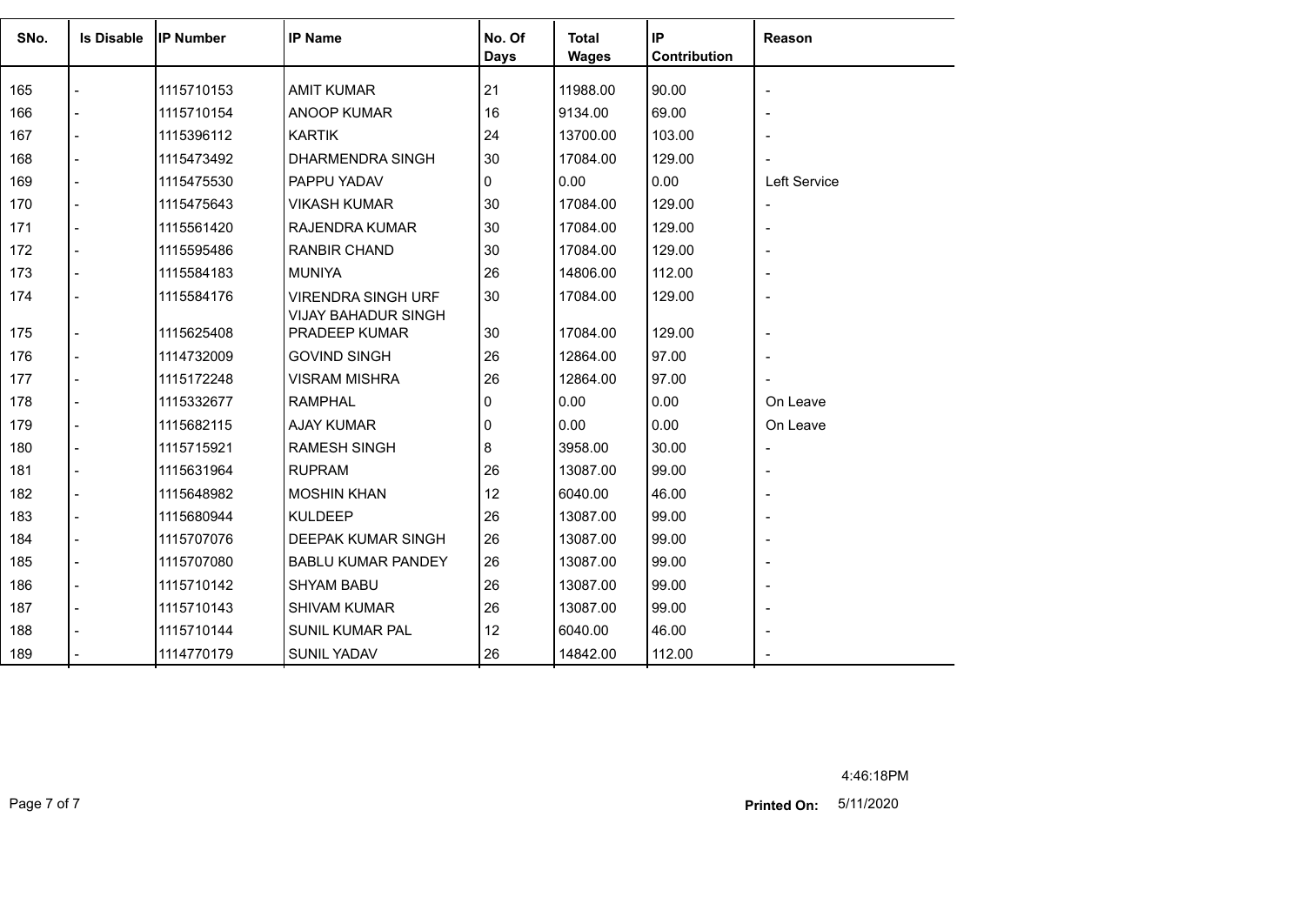| SNo. | Is Disable | IP Number | IP Name | No. Of Days | Total Wages | IP Contribution | Reason |
|---|---|---|---|---|---|---|---|
| 165 | - | 1115710153 | AMIT KUMAR | 21 | 11988.00 | 90.00 | - |
| 166 | - | 1115710154 | ANOOP KUMAR | 16 | 9134.00 | 69.00 | - |
| 167 | - | 1115396112 | KARTIK | 24 | 13700.00 | 103.00 | - |
| 168 | - | 1115473492 | DHARMENDRA SINGH | 30 | 17084.00 | 129.00 | - |
| 169 | - | 1115475530 | PAPPU YADAV | 0 | 0.00 | 0.00 | Left Service |
| 170 | - | 1115475643 | VIKASH KUMAR | 30 | 17084.00 | 129.00 | - |
| 171 | - | 1115561420 | RAJENDRA KUMAR | 30 | 17084.00 | 129.00 | - |
| 172 | - | 1115595486 | RANBIR CHAND | 30 | 17084.00 | 129.00 | - |
| 173 | - | 1115584183 | MUNIYA | 26 | 14806.00 | 112.00 | - |
| 174 | - | 1115584176 | VIRENDRA SINGH URF VIJAY BAHADUR SINGH | 30 | 17084.00 | 129.00 | - |
| 175 | - | 1115625408 | PRADEEP KUMAR | 30 | 17084.00 | 129.00 | - |
| 176 | - | 1114732009 | GOVIND SINGH | 26 | 12864.00 | 97.00 | - |
| 177 | - | 1115172248 | VISRAM MISHRA | 26 | 12864.00 | 97.00 | - |
| 178 | - | 1115332677 | RAMPHAL | 0 | 0.00 | 0.00 | On Leave |
| 179 | - | 1115682115 | AJAY KUMAR | 0 | 0.00 | 0.00 | On Leave |
| 180 | - | 1115715921 | RAMESH SINGH | 8 | 3958.00 | 30.00 | - |
| 181 | - | 1115631964 | RUPRAM | 26 | 13087.00 | 99.00 | - |
| 182 | - | 1115648982 | MOSHIN KHAN | 12 | 6040.00 | 46.00 | - |
| 183 | - | 1115680944 | KULDEEP | 26 | 13087.00 | 99.00 | - |
| 184 | - | 1115707076 | DEEPAK KUMAR SINGH | 26 | 13087.00 | 99.00 | - |
| 185 | - | 1115707080 | BABLU KUMAR PANDEY | 26 | 13087.00 | 99.00 | - |
| 186 | - | 1115710142 | SHYAM BABU | 26 | 13087.00 | 99.00 | - |
| 187 | - | 1115710143 | SHIVAM KUMAR | 26 | 13087.00 | 99.00 | - |
| 188 | - | 1115710144 | SUNIL KUMAR PAL | 12 | 6040.00 | 46.00 | - |
| 189 | - | 1114770179 | SUNIL YADAV | 26 | 14842.00 | 112.00 | - |

4:46:18PM

**Printed On:** 5/11/2020